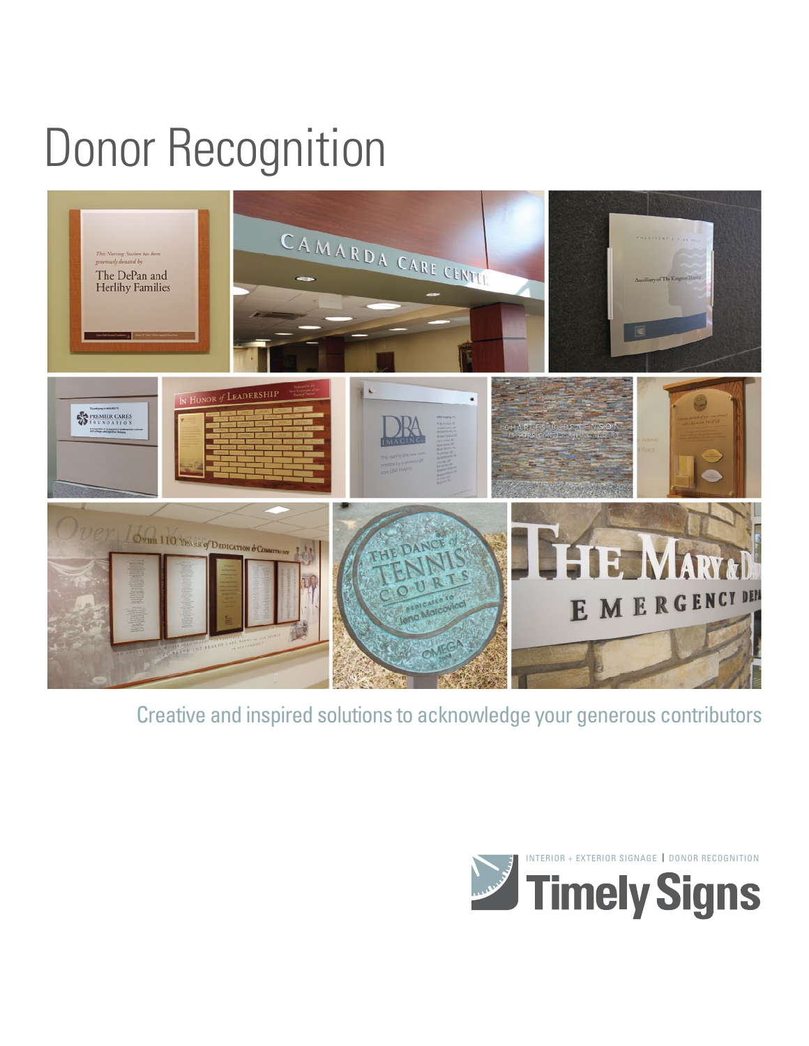# Donor Recognition

Creative and inspired solutions to acknowledge your generous contributors

INTERIOR + EXTERIOR SIGNAGE | DONOR RECOGNITION

Timely Signs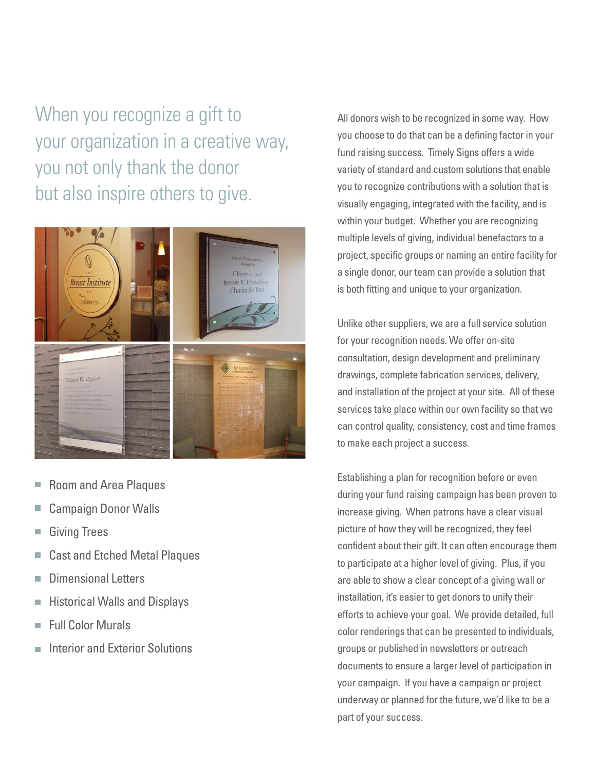When you recognize a gift to your organization in a creative way, you not only thank the donor but also inspire others to give.

- Room and Area Plaques
- Campaign Donor Walls
- Giving Trees
- Cast and Etched Metal Plaques
- Dimensional Letters
- Historical Walls and Displays
- Full Color Murals
- Interior and Exterior Solutions

All donors wish to be recognized in some way. How you choose to do that can be a defining factor in your fund raising success. Timely Signs offers a wide variety of standard and custom solutions that enable you to recognize contributions with a solution that is visually engaging, integrated with the facility, and is within your budget. Whether you are recognizing multiple levels of giving, individual benefactors to a project, specific groups or naming an entire facility for a single donor, our team can provide a solution that is both fitting and unique to your organization.

Unlike other suppliers, we are a full service solution for your recognition needs. We offer on-site consultation, design development and preliminary drawings, complete fabrication services, delivery, and installation of the project at your site. All of these services take place within our own facility so that we can control quality, consistency, cost and time frames to make each project a success.

Establishing a plan for recognition before or even during your fund raising campaign has been proven to increase giving. When patrons have a clear visual picture of how they will be recognized, they feel confident about their gift. It can often encourage them to participate at a higher level of giving. Plus, if you are able to show a clear concept of a giving wall or installation, it's easier to get donors to unify their efforts to achieve your goal. We provide detailed, full color renderings that can be presented to individuals, groups or published in newsletters or outreach documents to ensure a larger level of participation in your campaign. If you have a campaign or project underway or planned for the future, we'd like to be a part of your success.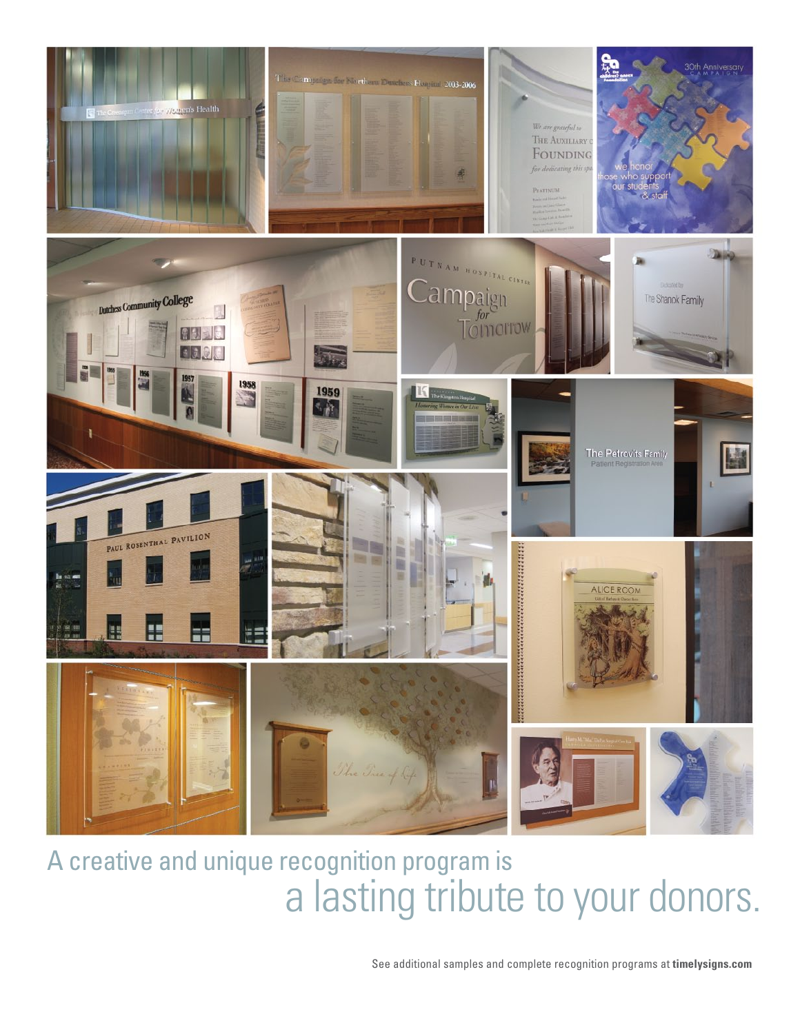A creative and unique recognition program is
a lasting tribute to your donors.

See additional samples and complete recognition programs at **timelysigns.com**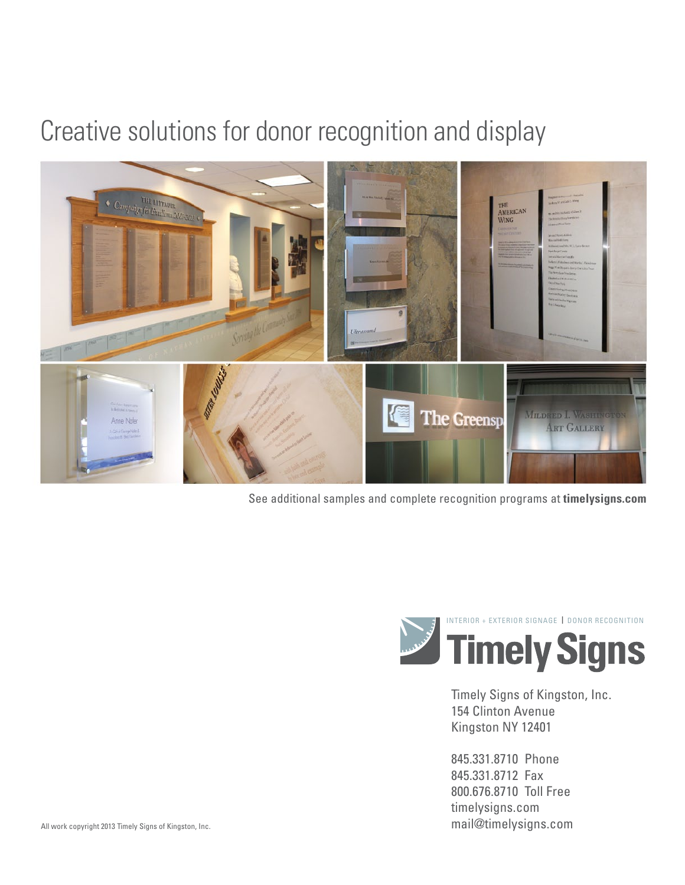# Creative solutions for donor recognition and display

See additional samples and complete recognition programs at **timelysigns.com**

INTERIOR + EXTERIOR SIGNAGE | DONOR RECOGNITION

**Timely Signs**

Timely Signs of Kingston, Inc.
154 Clinton Avenue
Kingston NY 12401

845.331.8710 Phone
845.331.8712 Fax
800.676.8710 Toll Free
timelysigns.com
mail@timelysigns.com

All work copyright 2013 Timely Signs of Kingston, Inc.